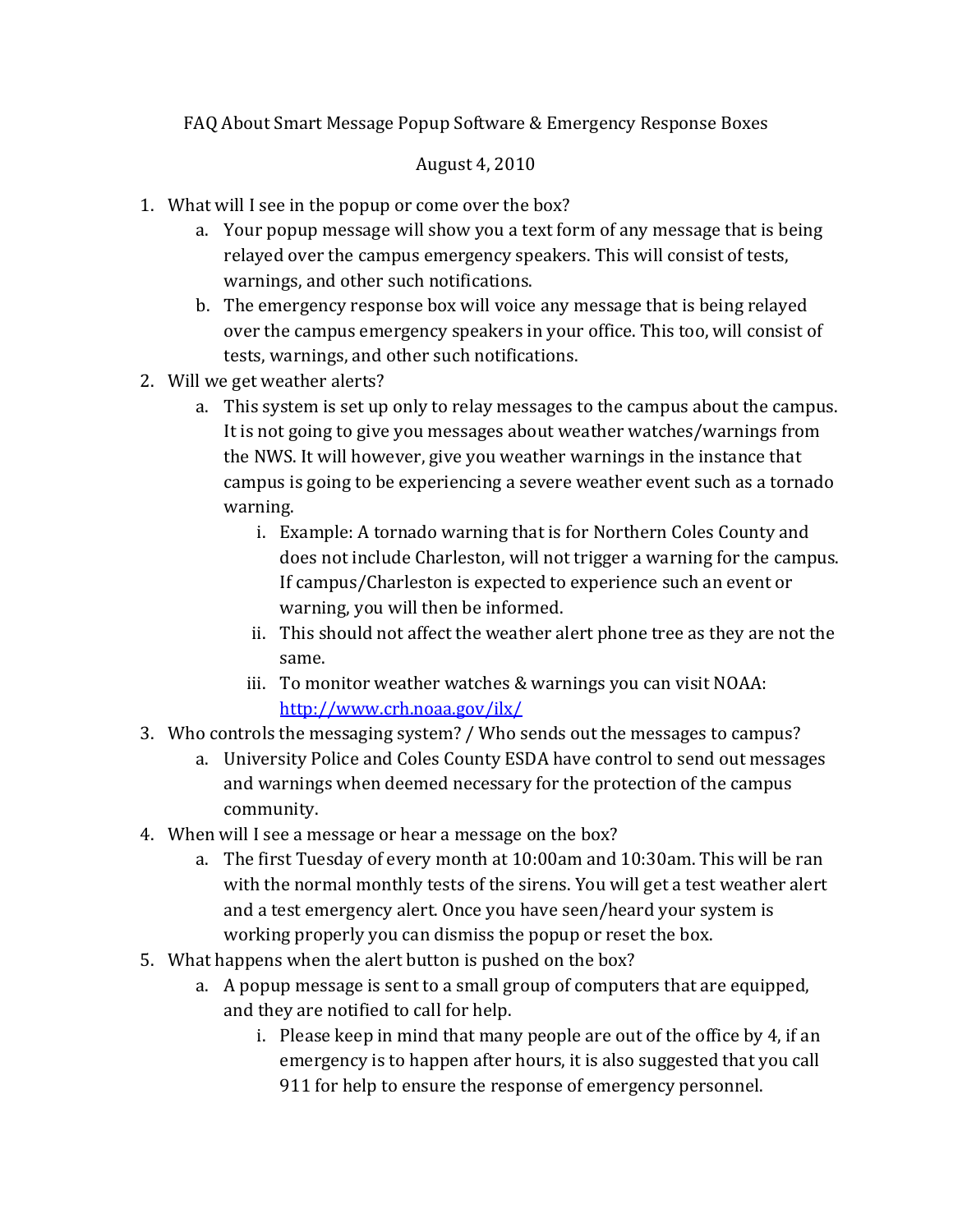# FAQ About Smart Message Popup Software & Emergency Response Boxes

August 4, 2010

1. What will I see in the popup or come over the box?
   a. Your popup message will show you a text form of any message that is being relayed over the campus emergency speakers. This will consist of tests, warnings, and other such notifications.
   b. The emergency response box will voice any message that is being relayed over the campus emergency speakers in your office. This too, will consist of tests, warnings, and other such notifications.
2. Will we get weather alerts?
   a. This system is set up only to relay messages to the campus about the campus. It is not going to give you messages about weather watches/warnings from the NWS. It will however, give you weather warnings in the instance that campus is going to be experiencing a severe weather event such as a tornado warning.
      i. Example: A tornado warning that is for Northern Coles County and does not include Charleston, will not trigger a warning for the campus. If campus/Charleston is expected to experience such an event or warning, you will then be informed.
      ii. This should not affect the weather alert phone tree as they are not the same.
      iii. To monitor weather watches & warnings you can visit NOAA: http://www.crh.noaa.gov/ilx/
3. Who controls the messaging system? / Who sends out the messages to campus?
   a. University Police and Coles County ESDA have control to send out messages and warnings when deemed necessary for the protection of the campus community.
4. When will I see a message or hear a message on the box?
   a. The first Tuesday of every month at 10:00am and 10:30am. This will be ran with the normal monthly tests of the sirens. You will get a test weather alert and a test emergency alert. Once you have seen/heard your system is working properly you can dismiss the popup or reset the box.
5. What happens when the alert button is pushed on the box?
   a. A popup message is sent to a small group of computers that are equipped, and they are notified to call for help.
      i. Please keep in mind that many people are out of the office by 4, if an emergency is to happen after hours, it is also suggested that you call 911 for help to ensure the response of emergency personnel.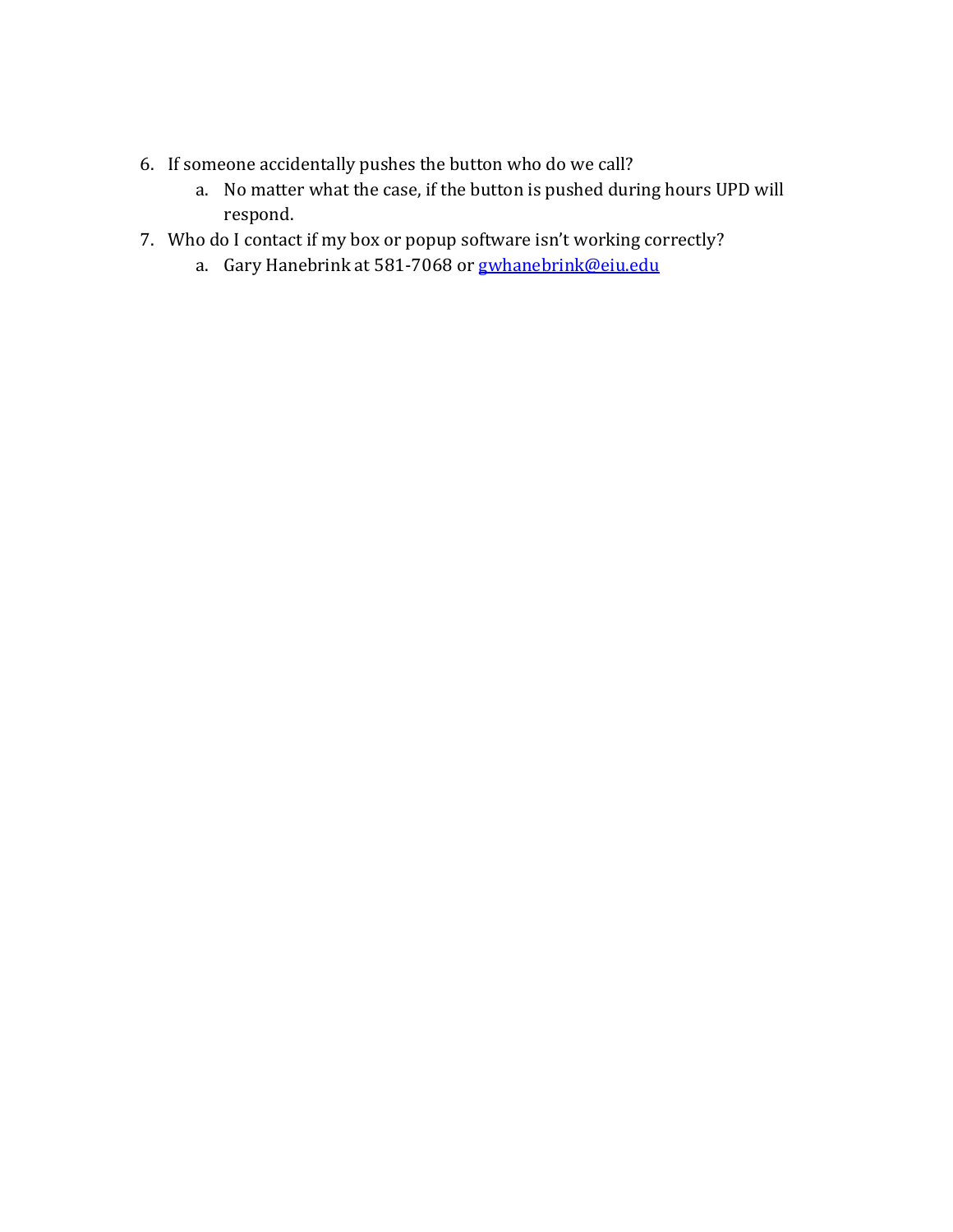6. If someone accidentally pushes the button who do we call?
    a. No matter what the case, if the button is pushed during hours UPD will respond.
7. Who do I contact if my box or popup software isn't working correctly?
    a. Gary Hanebrink at 581-7068 or [gwhanebrink@eiu.edu](mailto:gwhanebrink@eiu.edu)